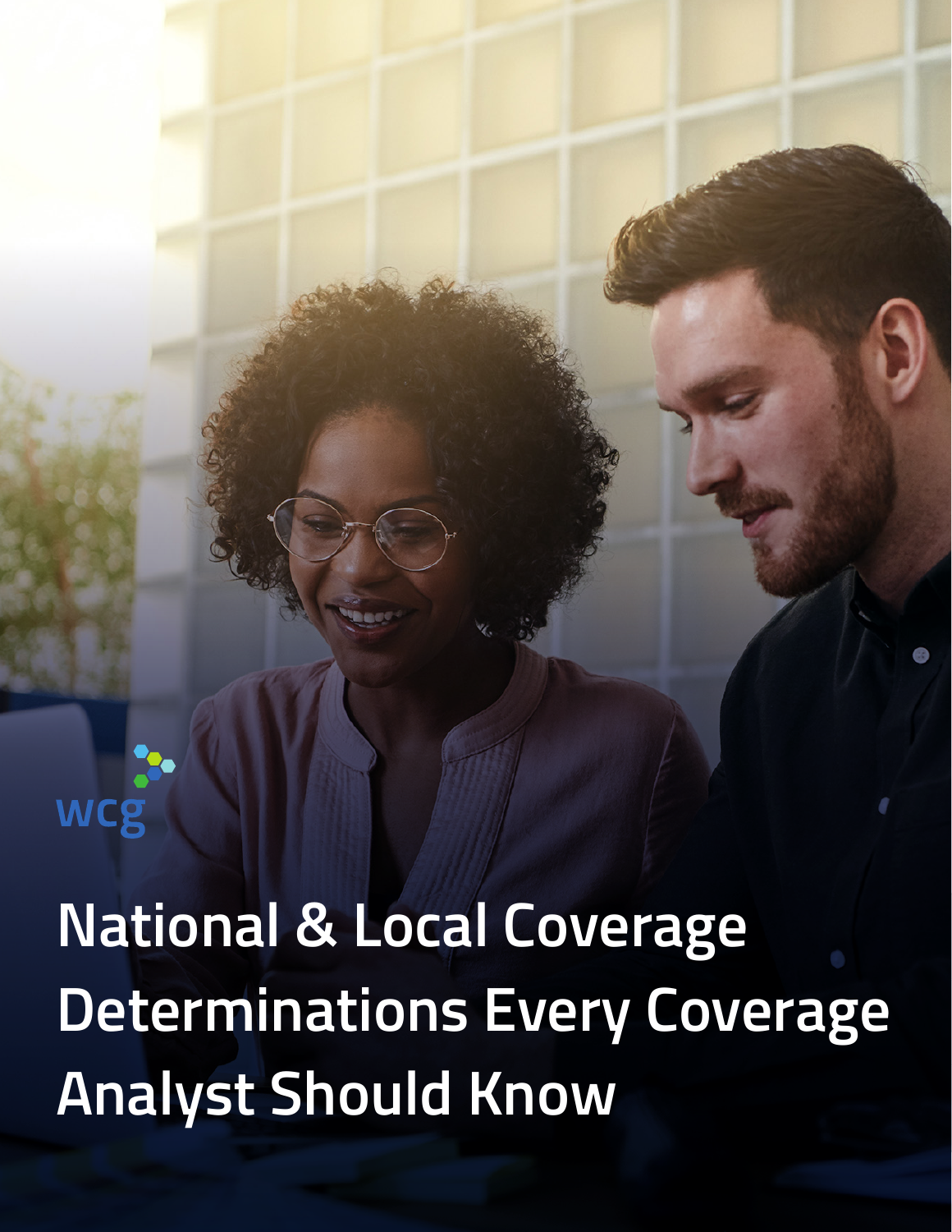wcg

# National & Local Coverage Determinations Every Coverage Analyst Should Know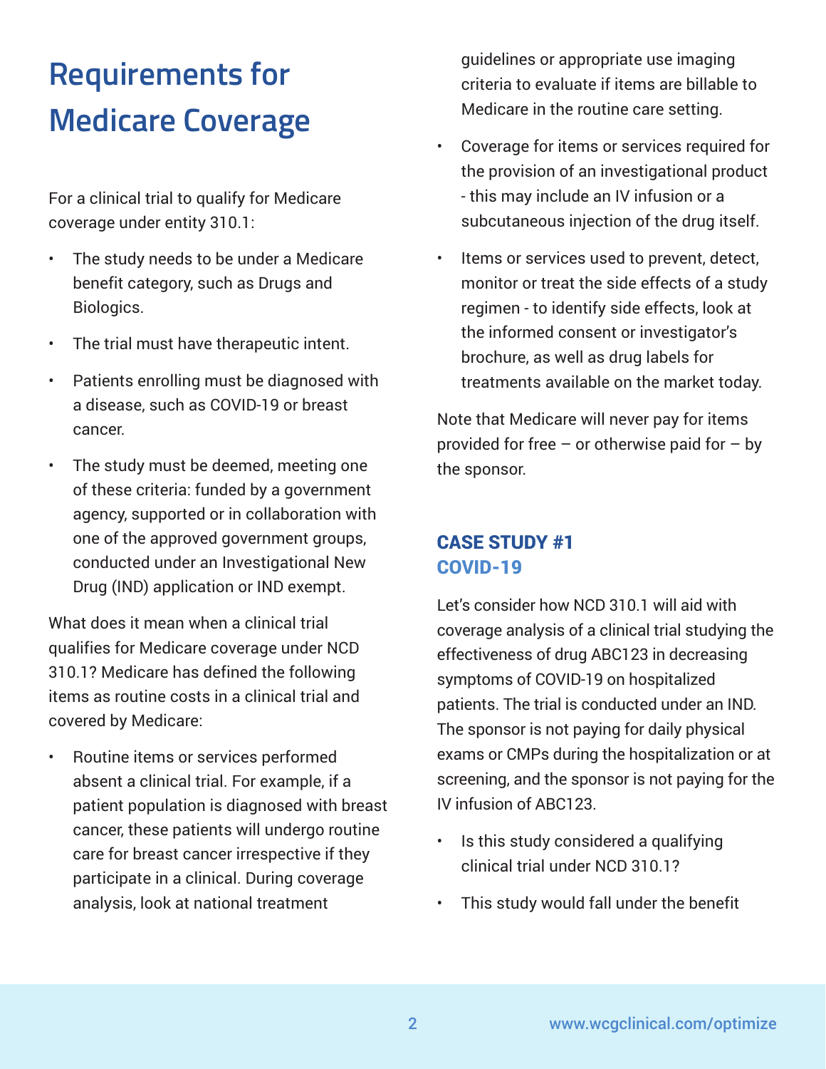# Requirements for Medicare Coverage

For a clinical trial to qualify for Medicare coverage under entity 310.1:

- The study needs to be under a Medicare benefit category, such as Drugs and Biologics.
- The trial must have therapeutic intent.
- Patients enrolling must be diagnosed with a disease, such as COVID-19 or breast cancer.
- The study must be deemed, meeting one of these criteria: funded by a government agency, supported or in collaboration with one of the approved government groups, conducted under an Investigational New Drug (IND) application or IND exempt.

What does it mean when a clinical trial qualifies for Medicare coverage under NCD 310.1? Medicare has defined the following items as routine costs in a clinical trial and covered by Medicare:

- Routine items or services performed absent a clinical trial. For example, if a patient population is diagnosed with breast cancer, these patients will undergo routine care for breast cancer irrespective if they participate in a clinical. During coverage analysis, look at national treatment guidelines or appropriate use imaging criteria to evaluate if items are billable to Medicare in the routine care setting.
- Coverage for items or services required for the provision of an investigational product - this may include an IV infusion or a subcutaneous injection of the drug itself.
- Items or services used to prevent, detect, monitor or treat the side effects of a study regimen - to identify side effects, look at the informed consent or investigator's brochure, as well as drug labels for treatments available on the market today.

Note that Medicare will never pay for items provided for free – or otherwise paid for – by the sponsor.

### CASE STUDY #1
### COVID-19

Let's consider how NCD 310.1 will aid with coverage analysis of a clinical trial studying the effectiveness of drug ABC123 in decreasing symptoms of COVID-19 on hospitalized patients. The trial is conducted under an IND. The sponsor is not paying for daily physical exams or CMPs during the hospitalization or at screening, and the sponsor is not paying for the IV infusion of ABC123.

- Is this study considered a qualifying clinical trial under NCD 310.1?
- This study would fall under the benefit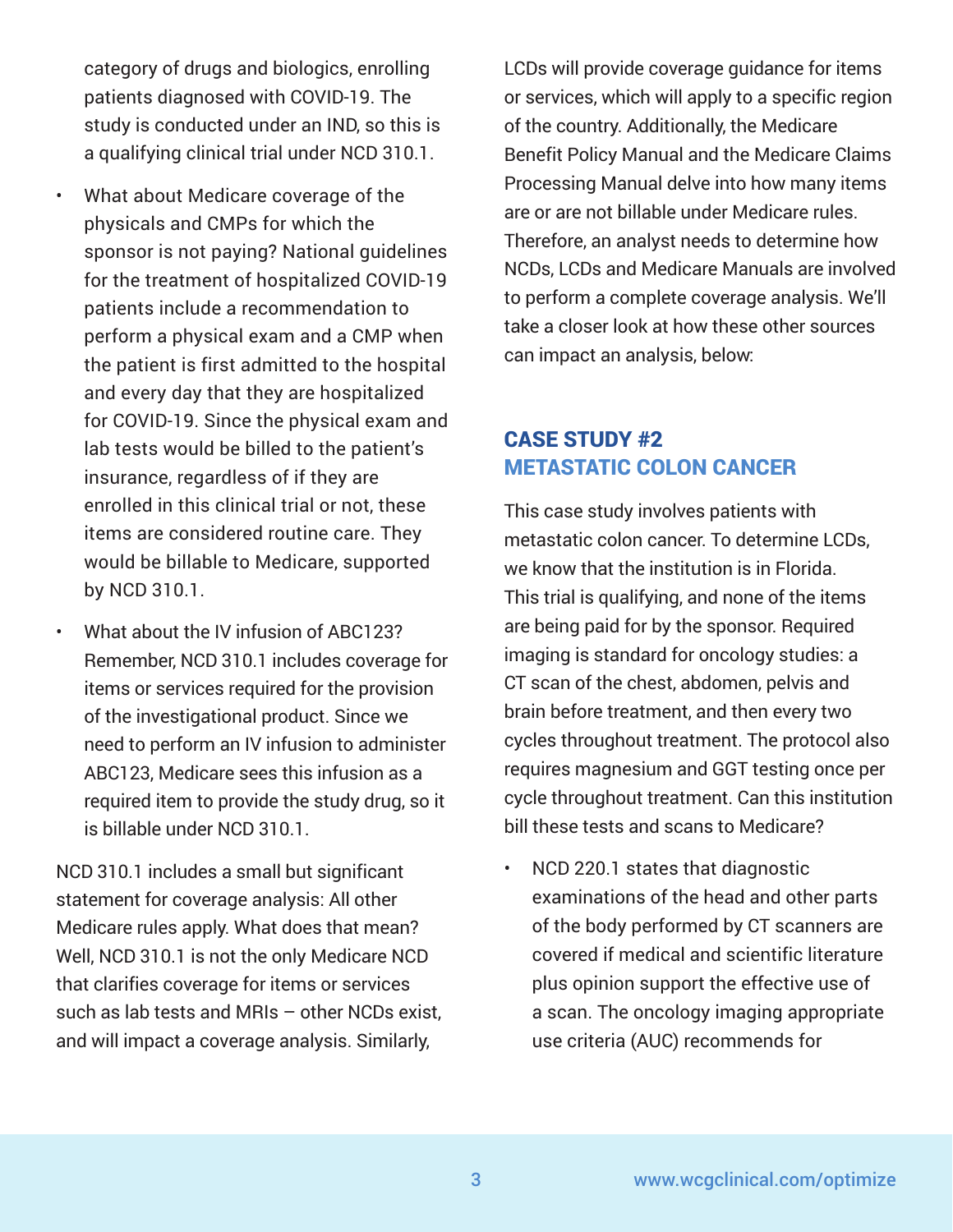category of drugs and biologics, enrolling patients diagnosed with COVID-19. The study is conducted under an IND, so this is a qualifying clinical trial under NCD 310.1.

- What about Medicare coverage of the physicals and CMPs for which the sponsor is not paying? National guidelines for the treatment of hospitalized COVID-19 patients include a recommendation to perform a physical exam and a CMP when the patient is first admitted to the hospital and every day that they are hospitalized for COVID-19. Since the physical exam and lab tests would be billed to the patient's insurance, regardless of if they are enrolled in this clinical trial or not, these items are considered routine care. They would be billable to Medicare, supported by NCD 310.1.
- What about the IV infusion of ABC123? Remember, NCD 310.1 includes coverage for items or services required for the provision of the investigational product. Since we need to perform an IV infusion to administer ABC123, Medicare sees this infusion as a required item to provide the study drug, so it is billable under NCD 310.1.

NCD 310.1 includes a small but significant statement for coverage analysis: All other Medicare rules apply. What does that mean? Well, NCD 310.1 is not the only Medicare NCD that clarifies coverage for items or services such as lab tests and MRIs – other NCDs exist, and will impact a coverage analysis. Similarly, LCDs will provide coverage guidance for items or services, which will apply to a specific region of the country. Additionally, the Medicare Benefit Policy Manual and the Medicare Claims Processing Manual delve into how many items are or are not billable under Medicare rules. Therefore, an analyst needs to determine how NCDs, LCDs and Medicare Manuals are involved to perform a complete coverage analysis. We'll take a closer look at how these other sources can impact an analysis, below:

## CASE STUDY #2
## METASTATIC COLON CANCER

This case study involves patients with metastatic colon cancer. To determine LCDs, we know that the institution is in Florida. This trial is qualifying, and none of the items are being paid for by the sponsor. Required imaging is standard for oncology studies: a CT scan of the chest, abdomen, pelvis and brain before treatment, and then every two cycles throughout treatment. The protocol also requires magnesium and GGT testing once per cycle throughout treatment. Can this institution bill these tests and scans to Medicare?

- NCD 220.1 states that diagnostic examinations of the head and other parts of the body performed by CT scanners are covered if medical and scientific literature plus opinion support the effective use of a scan. The oncology imaging appropriate use criteria (AUC) recommends for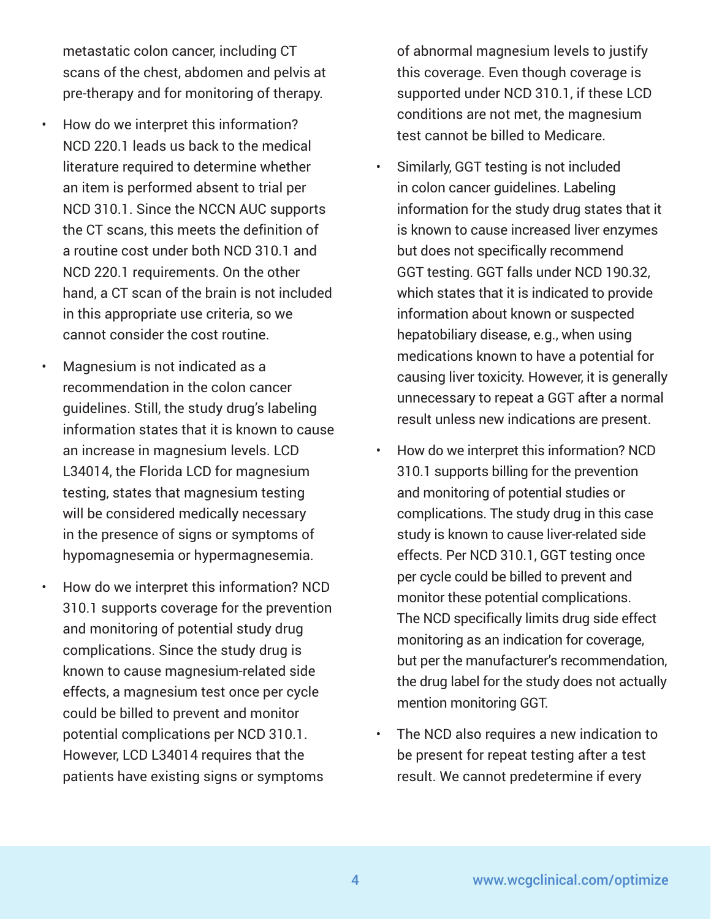metastatic colon cancer, including CT scans of the chest, abdomen and pelvis at pre-therapy and for monitoring of therapy.

- How do we interpret this information? NCD 220.1 leads us back to the medical literature required to determine whether an item is performed absent to trial per NCD 310.1. Since the NCCN AUC supports the CT scans, this meets the definition of a routine cost under both NCD 310.1 and NCD 220.1 requirements. On the other hand, a CT scan of the brain is not included in this appropriate use criteria, so we cannot consider the cost routine.
- Magnesium is not indicated as a recommendation in the colon cancer guidelines. Still, the study drug's labeling information states that it is known to cause an increase in magnesium levels. LCD L34014, the Florida LCD for magnesium testing, states that magnesium testing will be considered medically necessary in the presence of signs or symptoms of hypomagnesemia or hypermagnesemia.
- How do we interpret this information? NCD 310.1 supports coverage for the prevention and monitoring of potential study drug complications. Since the study drug is known to cause magnesium-related side effects, a magnesium test once per cycle could be billed to prevent and monitor potential complications per NCD 310.1. However, LCD L34014 requires that the patients have existing signs or symptoms of abnormal magnesium levels to justify this coverage. Even though coverage is supported under NCD 310.1, if these LCD conditions are not met, the magnesium test cannot be billed to Medicare.
- Similarly, GGT testing is not included in colon cancer guidelines. Labeling information for the study drug states that it is known to cause increased liver enzymes but does not specifically recommend GGT testing. GGT falls under NCD 190.32, which states that it is indicated to provide information about known or suspected hepatobiliary disease, e.g., when using medications known to have a potential for causing liver toxicity. However, it is generally unnecessary to repeat a GGT after a normal result unless new indications are present.
- How do we interpret this information? NCD 310.1 supports billing for the prevention and monitoring of potential studies or complications. The study drug in this case study is known to cause liver-related side effects. Per NCD 310.1, GGT testing once per cycle could be billed to prevent and monitor these potential complications. The NCD specifically limits drug side effect monitoring as an indication for coverage, but per the manufacturer's recommendation, the drug label for the study does not actually mention monitoring GGT.
- The NCD also requires a new indication to be present for repeat testing after a test result. We cannot predetermine if every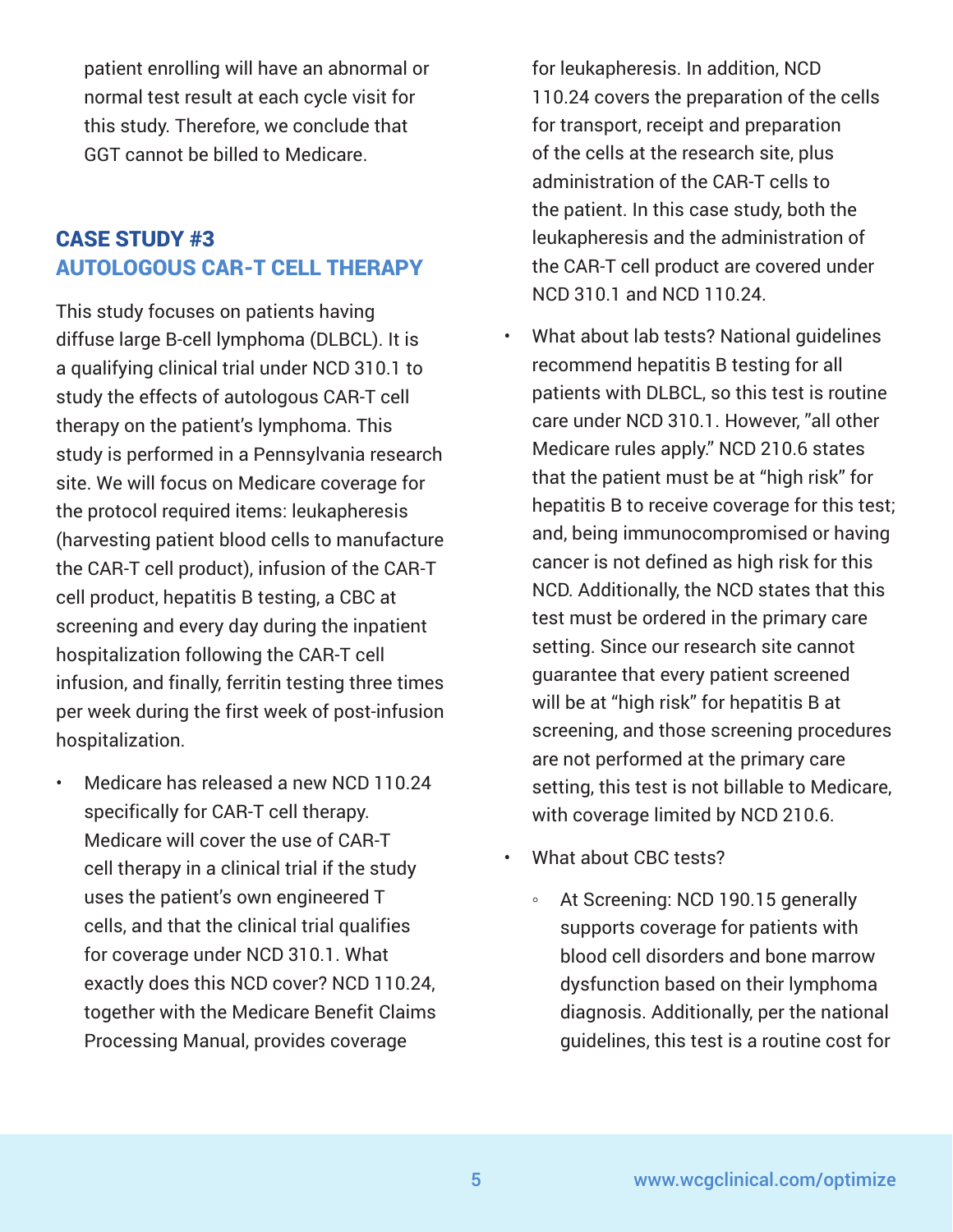patient enrolling will have an abnormal or normal test result at each cycle visit for this study. Therefore, we conclude that GGT cannot be billed to Medicare.

## CASE STUDY #3
## AUTOLOGOUS CAR-T CELL THERAPY

This study focuses on patients having diffuse large B-cell lymphoma (DLBCL). It is a qualifying clinical trial under NCD 310.1 to study the effects of autologous CAR-T cell therapy on the patient's lymphoma. This study is performed in a Pennsylvania research site. We will focus on Medicare coverage for the protocol required items: leukapheresis (harvesting patient blood cells to manufacture the CAR-T cell product), infusion of the CAR-T cell product, hepatitis B testing, a CBC at screening and every day during the inpatient hospitalization following the CAR-T cell infusion, and finally, ferritin testing three times per week during the first week of post-infusion hospitalization.

- Medicare has released a new NCD 110.24 specifically for CAR-T cell therapy. Medicare will cover the use of CAR-T cell therapy in a clinical trial if the study uses the patient's own engineered T cells, and that the clinical trial qualifies for coverage under NCD 310.1. What exactly does this NCD cover? NCD 110.24, together with the Medicare Benefit Claims Processing Manual, provides coverage for leukapheresis. In addition, NCD 110.24 covers the preparation of the cells for transport, receipt and preparation of the cells at the research site, plus administration of the CAR-T cells to the patient. In this case study, both the leukapheresis and the administration of the CAR-T cell product are covered under NCD 310.1 and NCD 110.24.
- What about lab tests? National guidelines recommend hepatitis B testing for all patients with DLBCL, so this test is routine care under NCD 310.1. However, "all other Medicare rules apply." NCD 210.6 states that the patient must be at "high risk" for hepatitis B to receive coverage for this test; and, being immunocompromised or having cancer is not defined as high risk for this NCD. Additionally, the NCD states that this test must be ordered in the primary care setting. Since our research site cannot guarantee that every patient screened will be at "high risk" for hepatitis B at screening, and those screening procedures are not performed at the primary care setting, this test is not billable to Medicare, with coverage limited by NCD 210.6.
- What about CBC tests?
  - At Screening: NCD 190.15 generally supports coverage for patients with blood cell disorders and bone marrow dysfunction based on their lymphoma diagnosis. Additionally, per the national guidelines, this test is a routine cost for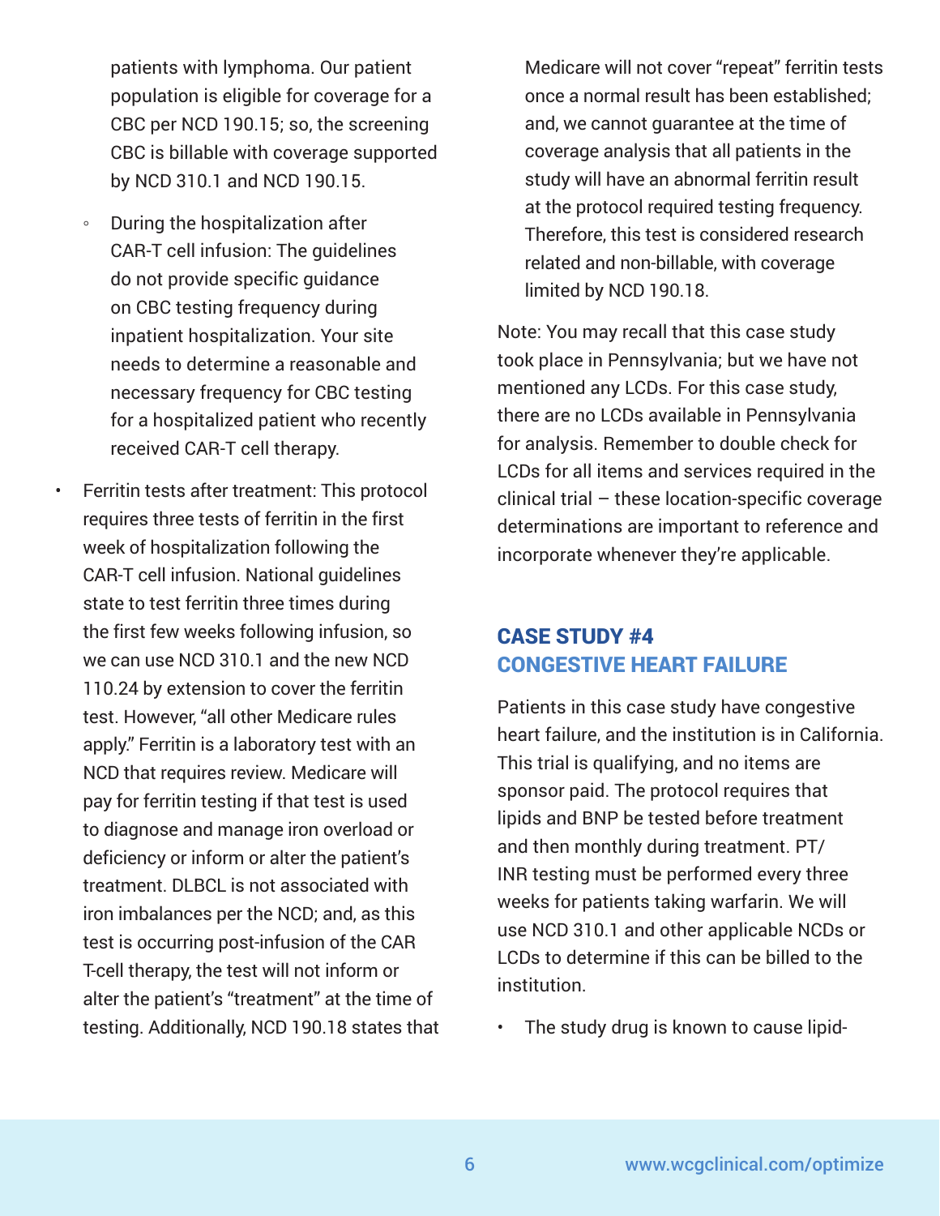patients with lymphoma. Our patient population is eligible for coverage for a CBC per NCD 190.15; so, the screening CBC is billable with coverage supported by NCD 310.1 and NCD 190.15.

  - During the hospitalization after CAR-T cell infusion: The guidelines do not provide specific guidance on CBC testing frequency during inpatient hospitalization. Your site needs to determine a reasonable and necessary frequency for CBC testing for a hospitalized patient who recently received CAR-T cell therapy.

- Ferritin tests after treatment: This protocol requires three tests of ferritin in the first week of hospitalization following the CAR-T cell infusion. National guidelines state to test ferritin three times during the first few weeks following infusion, so we can use NCD 310.1 and the new NCD 110.24 by extension to cover the ferritin test. However, "all other Medicare rules apply." Ferritin is a laboratory test with an NCD that requires review. Medicare will pay for ferritin testing if that test is used to diagnose and manage iron overload or deficiency or inform or alter the patient's treatment. DLBCL is not associated with iron imbalances per the NCD; and, as this test is occurring post-infusion of the CAR T-cell therapy, the test will not inform or alter the patient's "treatment" at the time of testing. Additionally, NCD 190.18 states that Medicare will not cover "repeat" ferritin tests once a normal result has been established; and, we cannot guarantee at the time of coverage analysis that all patients in the study will have an abnormal ferritin result at the protocol required testing frequency. Therefore, this test is considered research related and non-billable, with coverage limited by NCD 190.18.

Note: You may recall that this case study took place in Pennsylvania; but we have not mentioned any LCDs. For this case study, there are no LCDs available in Pennsylvania for analysis. Remember to double check for LCDs for all items and services required in the clinical trial – these location-specific coverage determinations are important to reference and incorporate whenever they're applicable.

## CASE STUDY #4 CONGESTIVE HEART FAILURE

Patients in this case study have congestive heart failure, and the institution is in California. This trial is qualifying, and no items are sponsor paid. The protocol requires that lipids and BNP be tested before treatment and then monthly during treatment. PT/INR testing must be performed every three weeks for patients taking warfarin. We will use NCD 310.1 and other applicable NCDs or LCDs to determine if this can be billed to the institution.

- The study drug is known to cause lipid-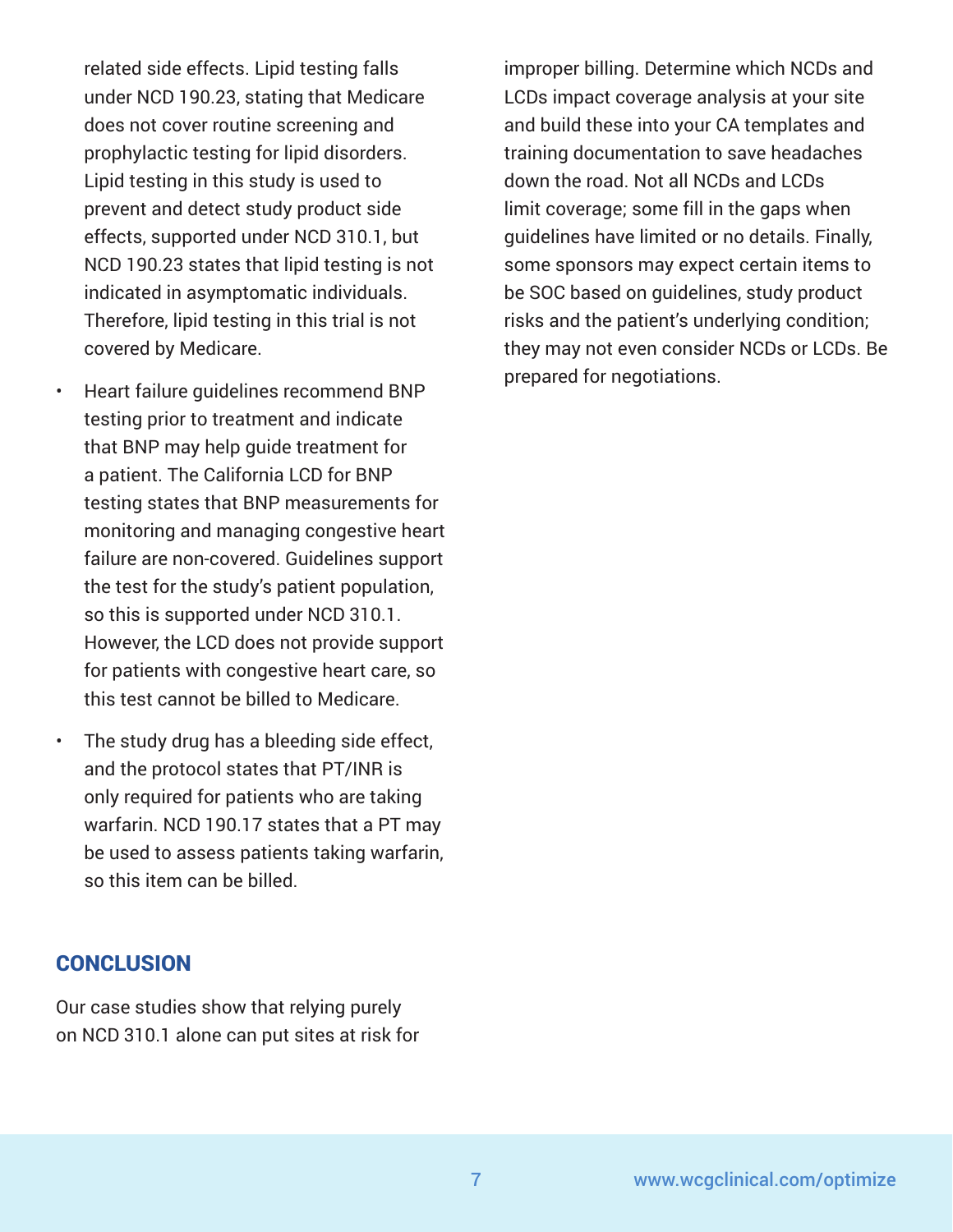related side effects. Lipid testing falls under NCD 190.23, stating that Medicare does not cover routine screening and prophylactic testing for lipid disorders. Lipid testing in this study is used to prevent and detect study product side effects, supported under NCD 310.1, but NCD 190.23 states that lipid testing is not indicated in asymptomatic individuals. Therefore, lipid testing in this trial is not covered by Medicare.

- Heart failure guidelines recommend BNP testing prior to treatment and indicate that BNP may help guide treatment for a patient. The California LCD for BNP testing states that BNP measurements for monitoring and managing congestive heart failure are non-covered. Guidelines support the test for the study's patient population, so this is supported under NCD 310.1. However, the LCD does not provide support for patients with congestive heart care, so this test cannot be billed to Medicare.
- The study drug has a bleeding side effect, and the protocol states that PT/INR is only required for patients who are taking warfarin. NCD 190.17 states that a PT may be used to assess patients taking warfarin, so this item can be billed.

## CONCLUSION

Our case studies show that relying purely on NCD 310.1 alone can put sites at risk for improper billing. Determine which NCDs and LCDs impact coverage analysis at your site and build these into your CA templates and training documentation to save headaches down the road. Not all NCDs and LCDs limit coverage; some fill in the gaps when guidelines have limited or no details. Finally, some sponsors may expect certain items to be SOC based on guidelines, study product risks and the patient's underlying condition; they may not even consider NCDs or LCDs. Be prepared for negotiations.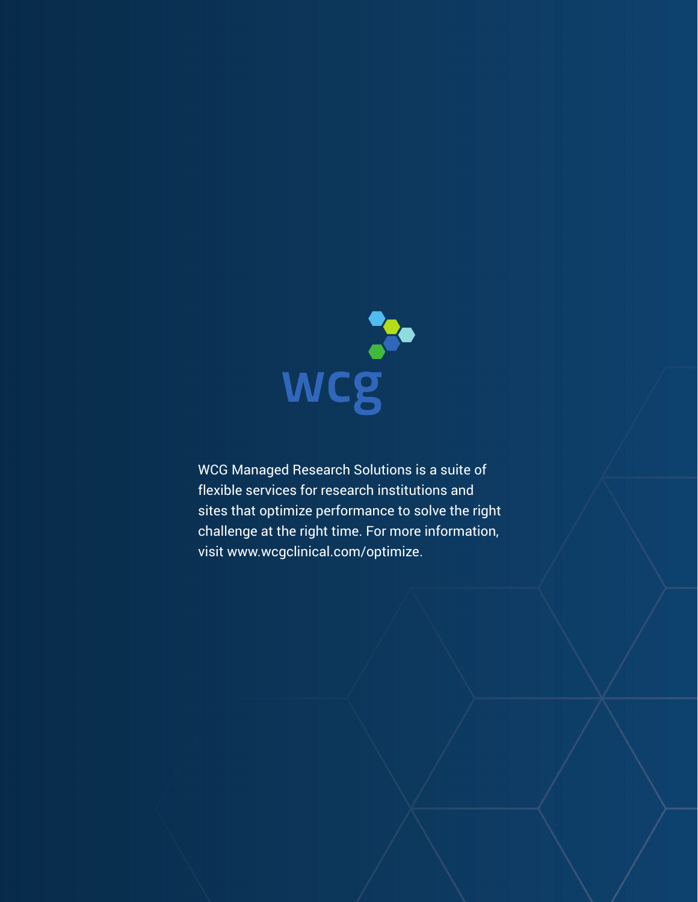wcg

WCG Managed Research Solutions is a suite of flexible services for research institutions and sites that optimize performance to solve the right challenge at the right time. For more information, visit www.wcgclinical.com/optimize.